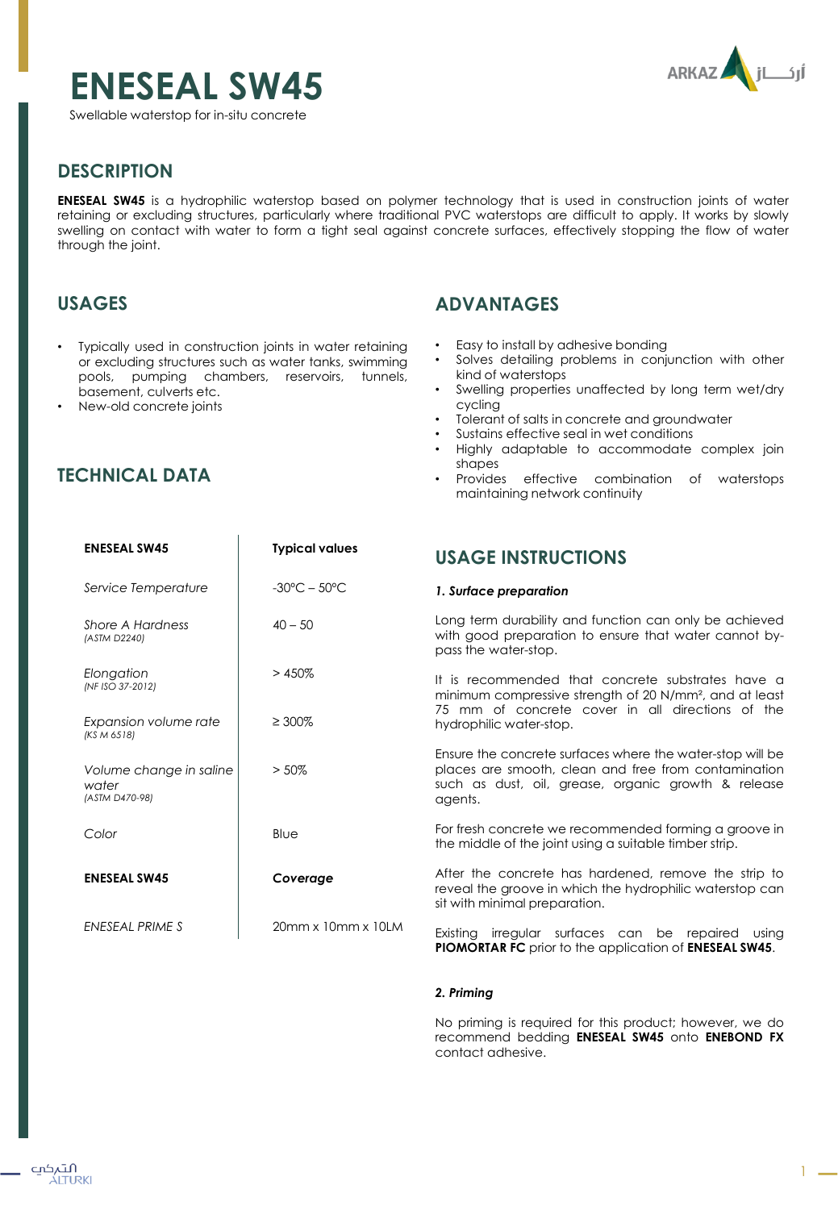# ENESEAL SW45

Swellable waterstop for in-situ concrete

## DESCRIPTION

**ENESEAL SW45** is a hydrophilic waterstop based on polymer technology that is used in construction joints of water retaining or excluding structures, particularly where traditional PVC waterstops are difficult to apply. It works by slowly swelling on contact with water to form a tight seal against concrete surfaces, effectively stopping the flow of water through the joint.

## USAGES

- Typically used in construction joints in water retaining or excluding structures such as water tanks, swimming pools, pumping chambers, reservoirs, tunnels, basement, culverts etc.
- New-old concrete joints

## ADVANTAGES

- Easy to install by adhesive bonding
- Solves detailing problems in conjunction with other kind of waterstops
- Swelling properties unaffected by long term wet/dry cycling
- Tolerant of salts in concrete and groundwater
- Sustains effective seal in wet conditions
- Highly adaptable to accommodate complex join shapes
- Provides effective combination of waterstops maintaining network continuity

## TECHNICAL DATA

| ENESEAL SW45 | Typical values |
|---|---|
| *Service Temperature* | -30°C – 50°C |
| *Shore A Hardness* *(ASTM D2240)* | 40 – 50 |
| *Elongation* *(NF ISO 37-2012)* | > 450% |
| *Expansion volume rate* *(KS M 6518)* | ≥ 300% |
| *Volume change in saline water* *(ASTM D470-98)* | > 50% |
| *Color* | Blue |
| **ENESEAL SW45** | ***Coverage*** |
| *ENESEAL PRIME S* | 20mm x 10mm x 10LM |

## USAGE INSTRUCTIONS

### *1. Surface preparation*

Long term durability and function can only be achieved with good preparation to ensure that water cannot by-pass the water-stop.

It is recommended that concrete substrates have a minimum compressive strength of 20 N/mm², and at least 75 mm of concrete cover in all directions of the hydrophilic water-stop.

Ensure the concrete surfaces where the water-stop will be places are smooth, clean and free from contamination such as dust, oil, grease, organic growth & release agents.

For fresh concrete we recommended forming a groove in the middle of the joint using a suitable timber strip.

After the concrete has hardened, remove the strip to reveal the groove in which the hydrophilic waterstop can sit with minimal preparation.

Existing irregular surfaces can be repaired using **PIOMORTAR FC** prior to the application of **ENESEAL SW45**.

### *2. Priming*

No priming is required for this product; however, we do recommend bedding **ENESEAL SW45** onto **ENEBOND FX** contact adhesive.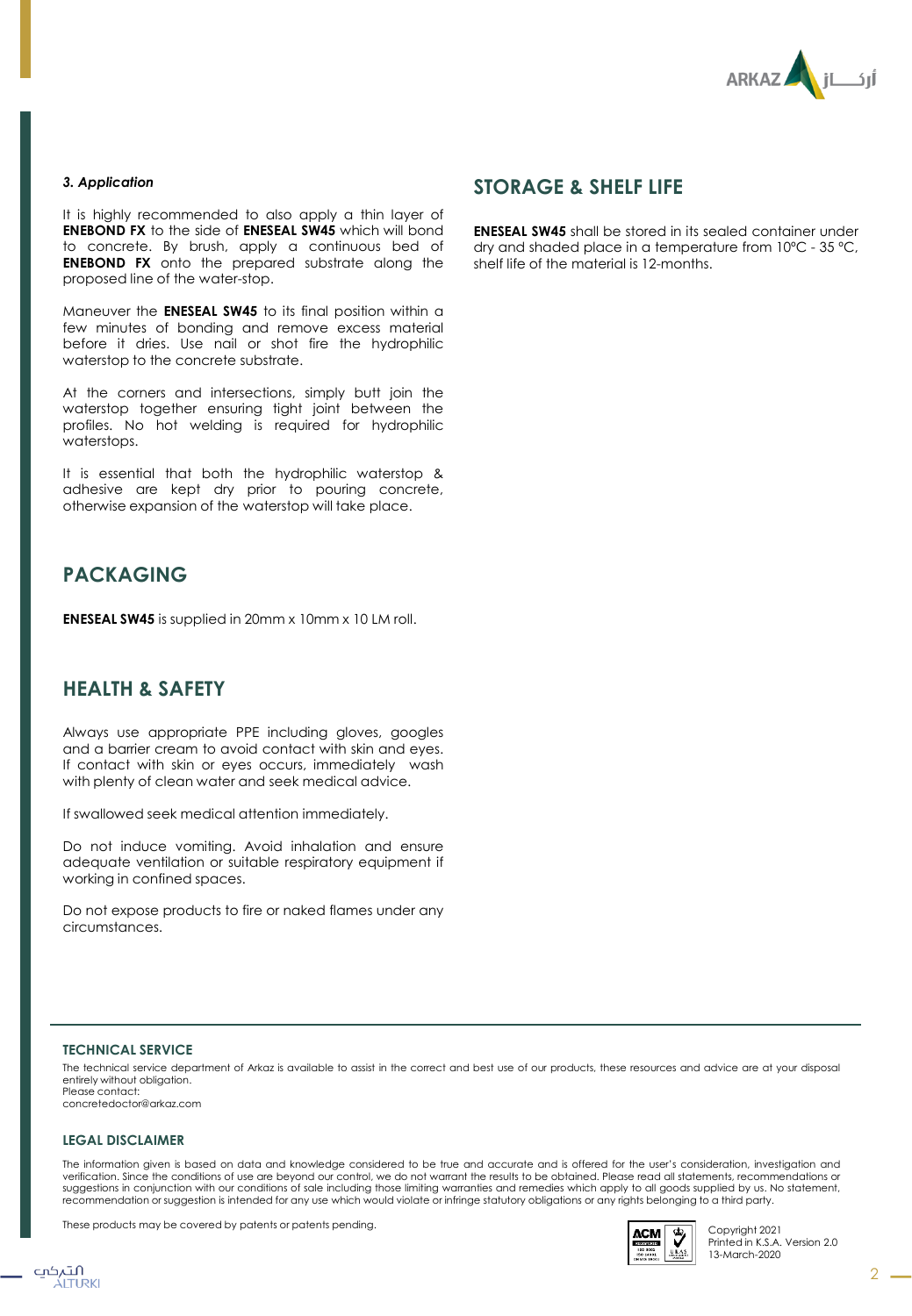### *3. Application*

It is highly recommended to also apply a thin layer of **ENEBOND FX** to the side of **ENESEAL SW45** which will bond to concrete. By brush, apply a continuous bed of **ENEBOND FX** onto the prepared substrate along the proposed line of the water-stop.

Maneuver the **ENESEAL SW45** to its final position within a few minutes of bonding and remove excess material before it dries. Use nail or shot fire the hydrophilic waterstop to the concrete substrate.

At the corners and intersections, simply butt join the waterstop together ensuring tight joint between the profiles. No hot welding is required for hydrophilic waterstops.

It is essential that both the hydrophilic waterstop & adhesive are kept dry prior to pouring concrete, otherwise expansion of the waterstop will take place.

## PACKAGING

**ENESEAL SW45** is supplied in 20mm x 10mm x 10 LM roll.

## HEALTH & SAFETY

Always use appropriate PPE including gloves, googles and a barrier cream to avoid contact with skin and eyes. If contact with skin or eyes occurs, immediately wash with plenty of clean water and seek medical advice.

If swallowed seek medical attention immediately.

Do not induce vomiting. Avoid inhalation and ensure adequate ventilation or suitable respiratory equipment if working in confined spaces.

Do not expose products to fire or naked flames under any circumstances.

## STORAGE & SHELF LIFE

**ENESEAL SW45** shall be stored in its sealed container under dry and shaded place in a temperature from 10°C - 35 °C, shelf life of the material is 12-months.

### TECHNICAL SERVICE

The technical service department of Arkaz is available to assist in the correct and best use of our products, these resources and advice are at your disposal entirely without obligation.
Please contact:
concretedoctor@arkaz.com

### LEGAL DISCLAIMER

The information given is based on data and knowledge considered to be true and accurate and is offered for the user's consideration, investigation and verification. Since the conditions of use are beyond our control, we do not warrant the results to be obtained. Please read all statements, recommendations or suggestions in conjunction with our conditions of sale including those limiting warranties and remedies which apply to all goods supplied by us. No statement, recommendation or suggestion is intended for any use which would violate or infringe statutory obligations or any rights belonging to a third party.

These products may be covered by patents or patents pending.

Copyright 2021
Printed in K.S.A. Version 2.0
13-March-2020